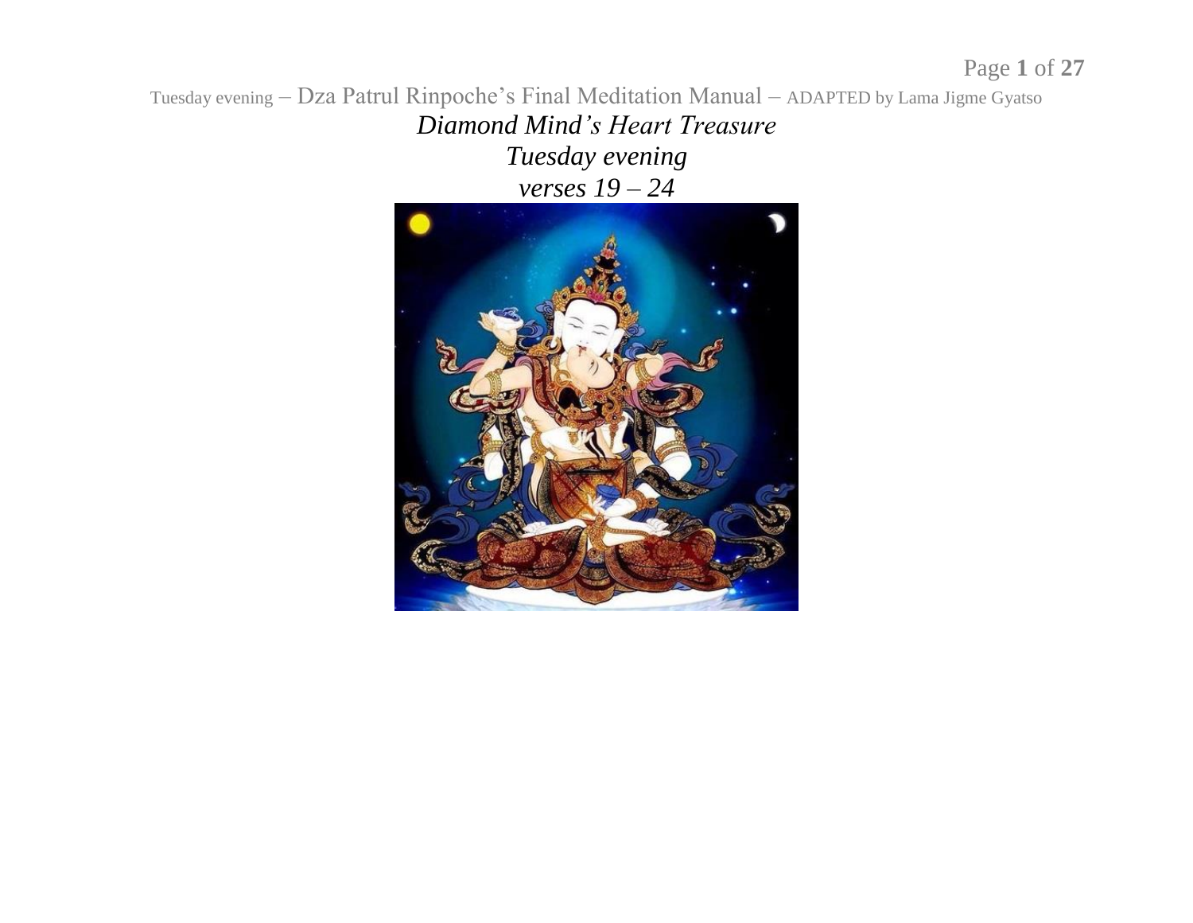# *Diamond Mind's Heart Treasure*

## *Tuesday evening*

## *verses 19 – 24*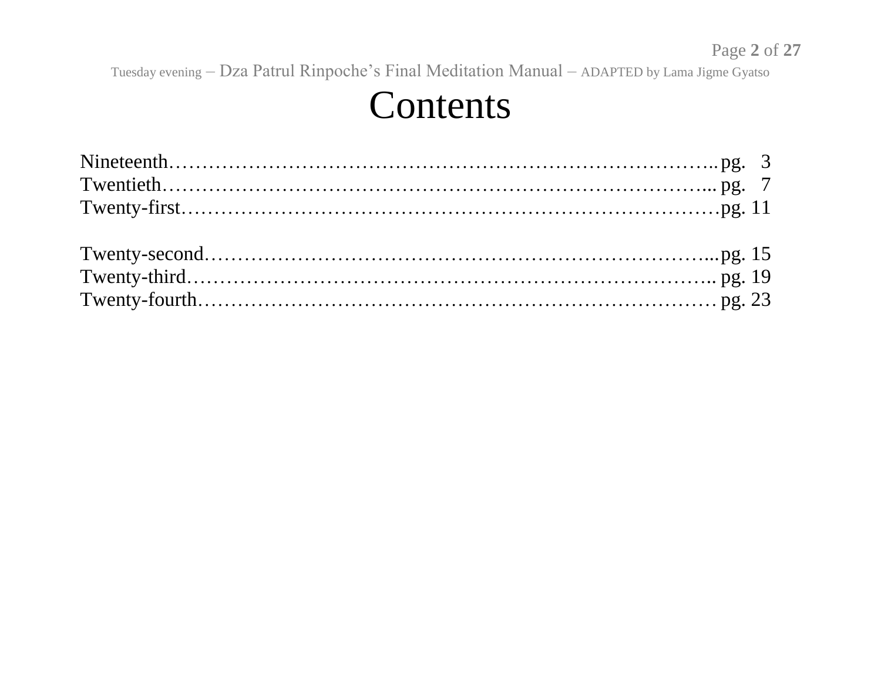# Contents

Nineteenth…………………………………………………………………….. pg. 3
Twentieth………………………………………………………………….... pg. 7
Twenty-first………………………………………………………………… pg. 11

Twenty-second…………………………………………………………….... pg. 15
Twenty-third……………………………………………………………….. pg. 19
Twenty-fourth……………………………………………………………… pg. 23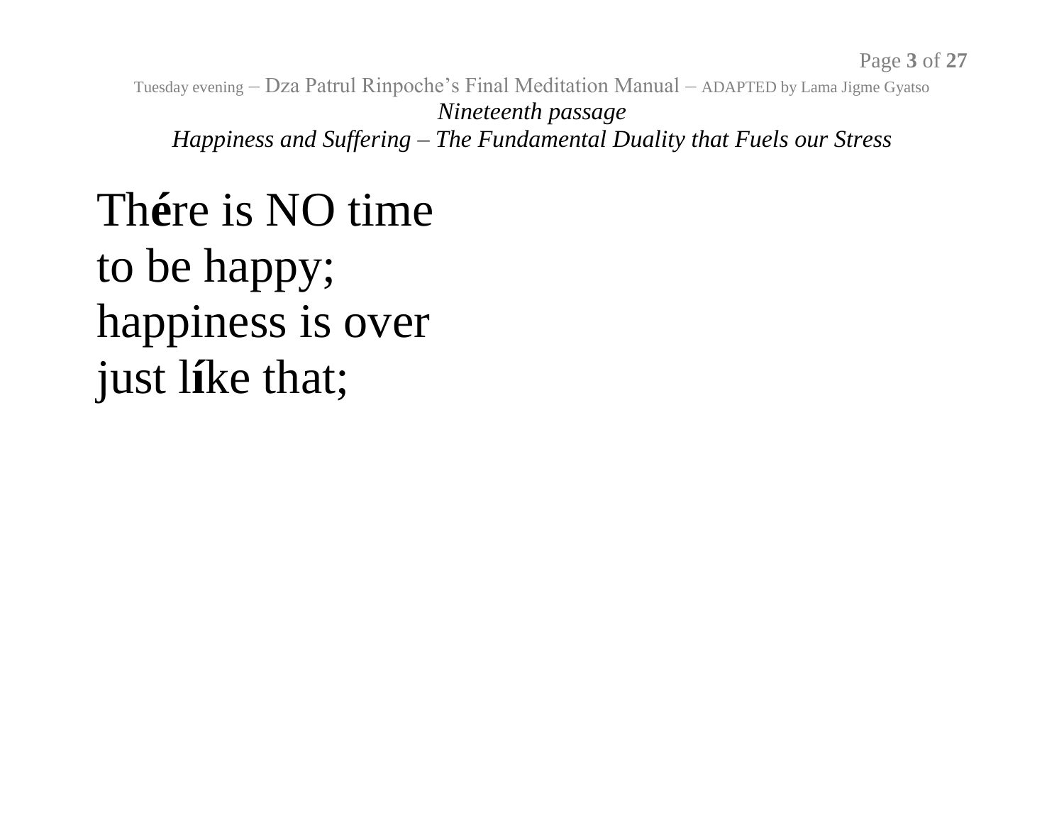*Nineteenth passage*

*Happiness and Suffering – The Fundamental Duality that Fuels our Stress*

Th**é**re is NO time
to be happy;
happiness is over
just l**í**ke that;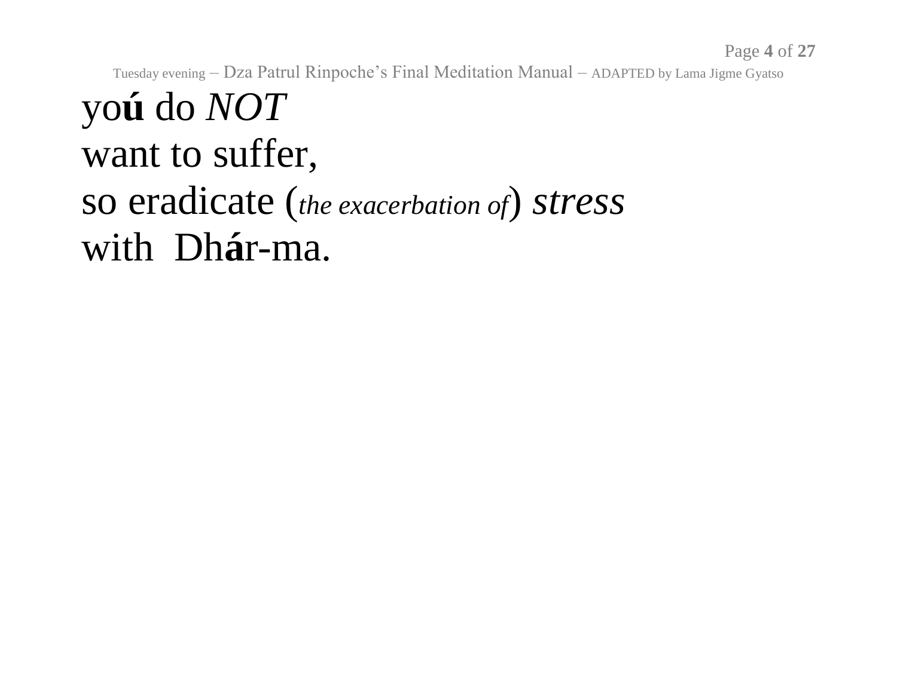yo**ú** do *NOT*
want to suffer,
so eradicate (*the exacerbation of*) *stress*
with Dh**á**r-ma.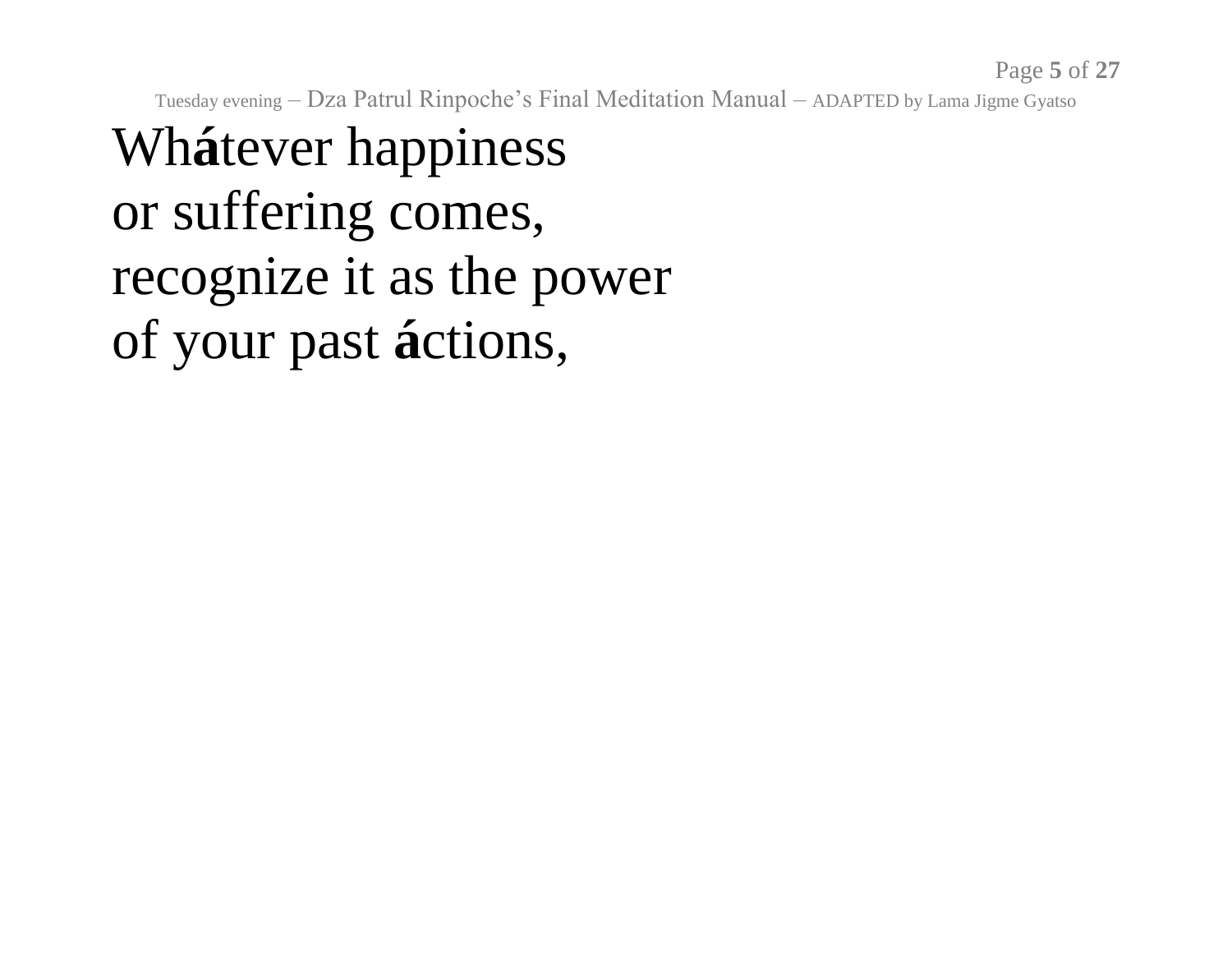Wh**á**tever happiness
or suffering comes,
recognize it as the power
of your past **á**ctions,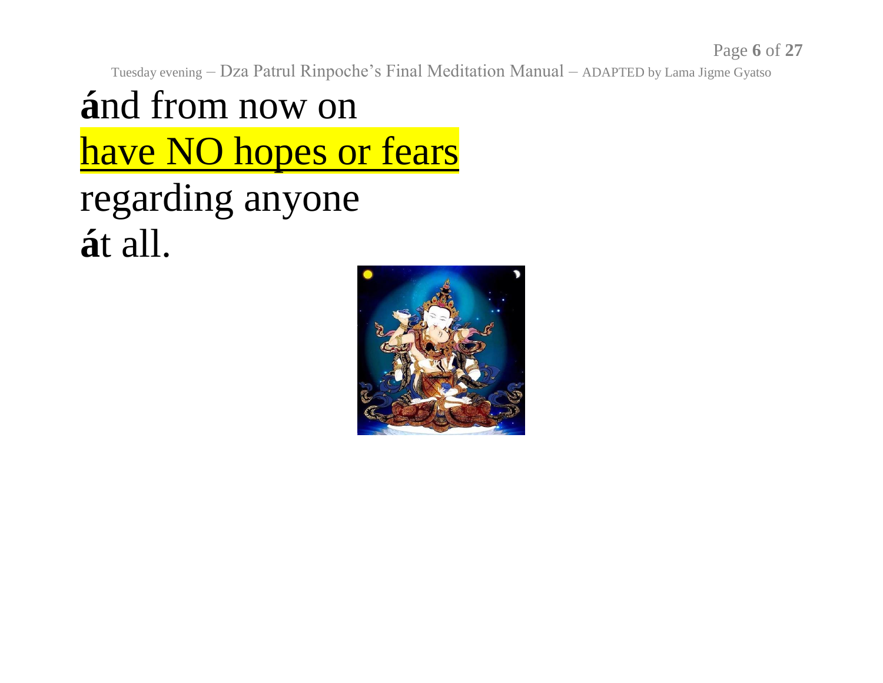**á**nd from now on

<u>have NO hopes or fears</u>

regarding anyone

**á**t all.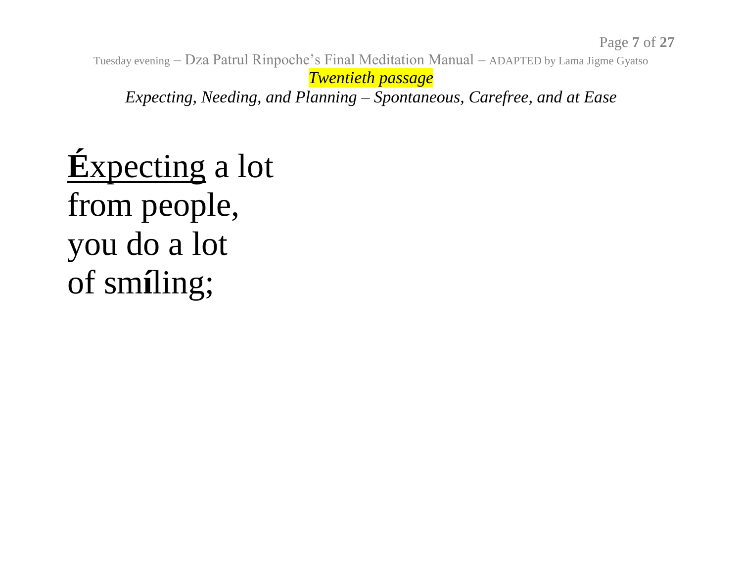*Twentieth passage*

*Expecting, Needing, and Planning – Spontaneous, Carefree, and at Ease*

<u>**É**xpecting</u> a lot
from people,
you do a lot
of sm**í**ling;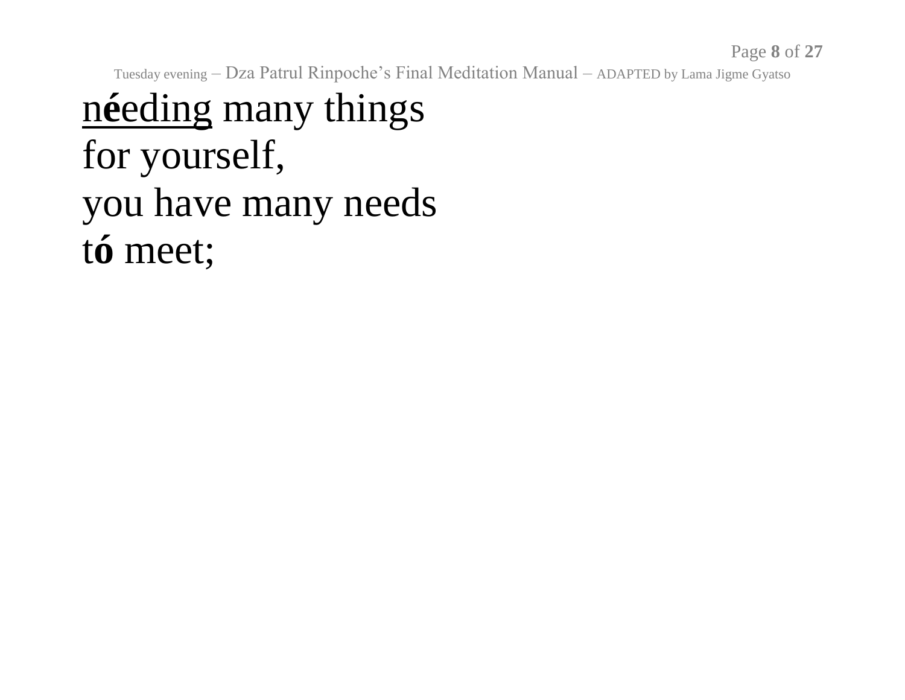<u>n**é**eding</u> many things
for yourself,
you have many needs
t**ó** meet;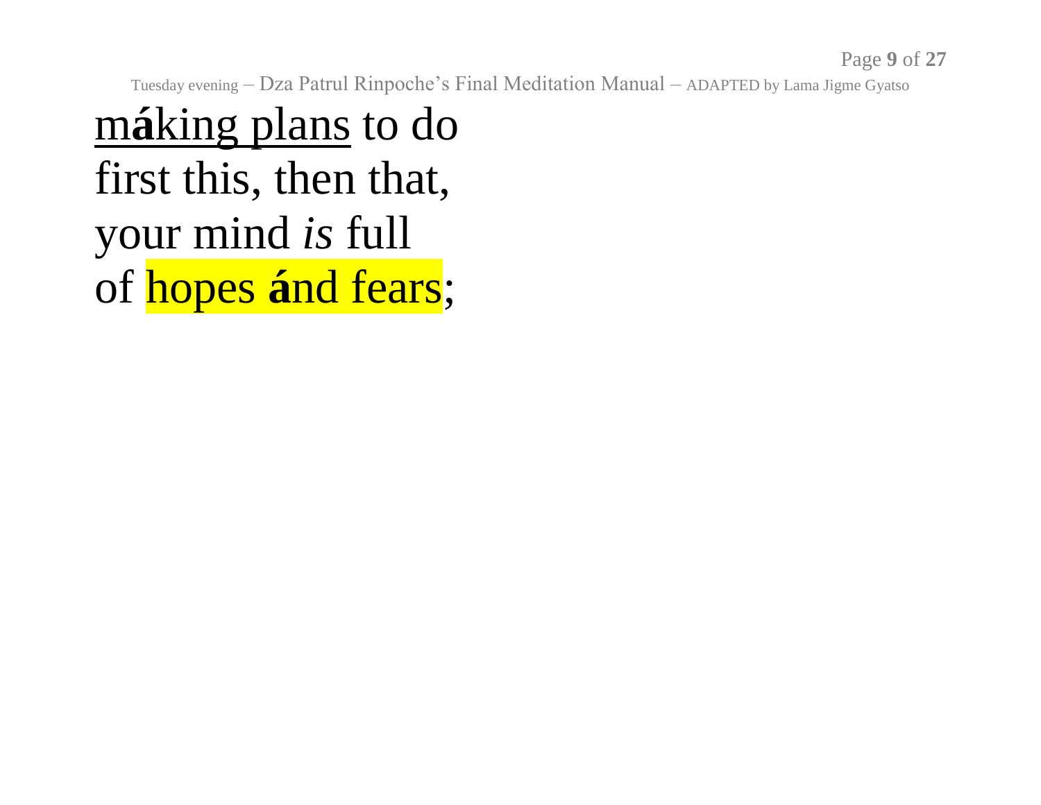<u>m**á**king plans</u> to do
first this, then that,
your mind *is* full
of hopes **á**nd fears;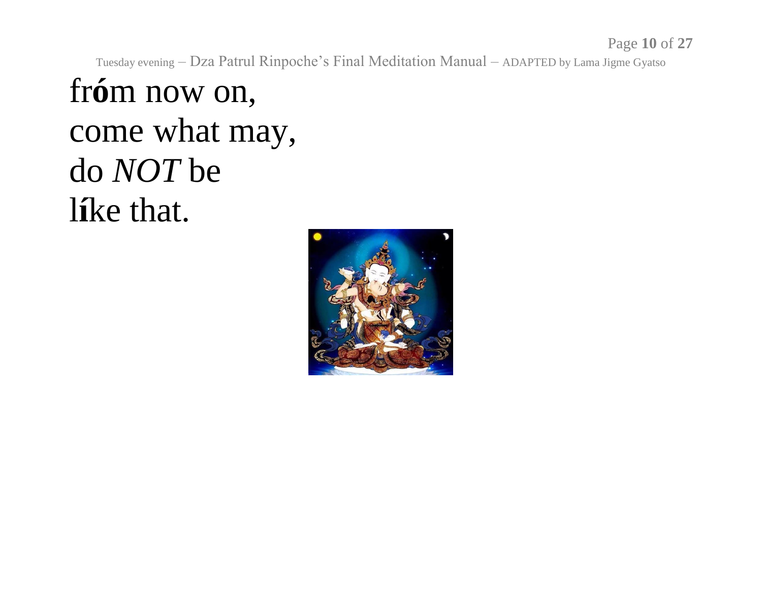fr**ó**m now on,
come what may,
do *NOT* be
l**í**ke that.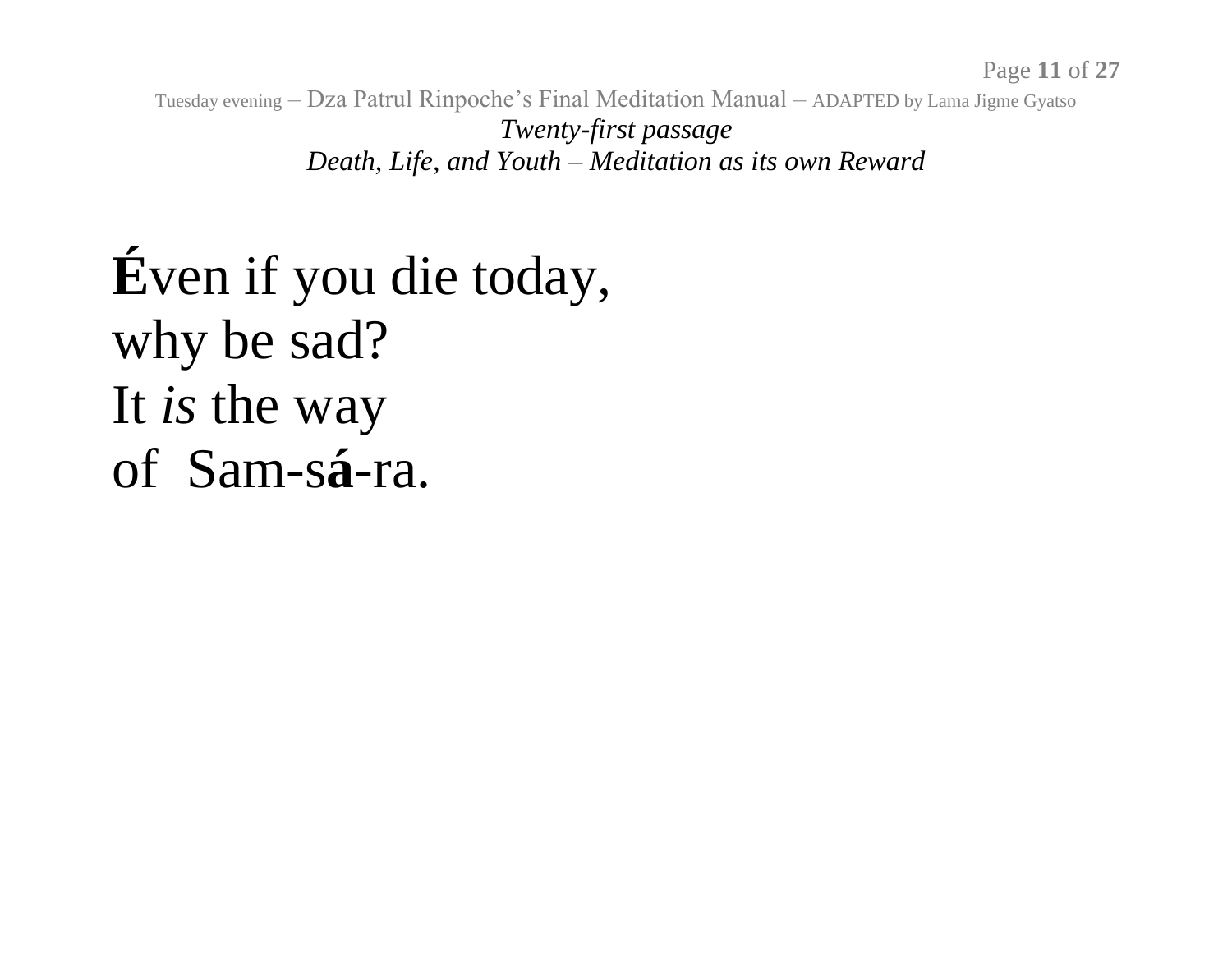*Twenty-first passage*

*Death, Life, and Youth – Meditation as its own Reward*

**É**ven if you die today,
why be sad?
It *is* the way
of Sam-s**á**-ra.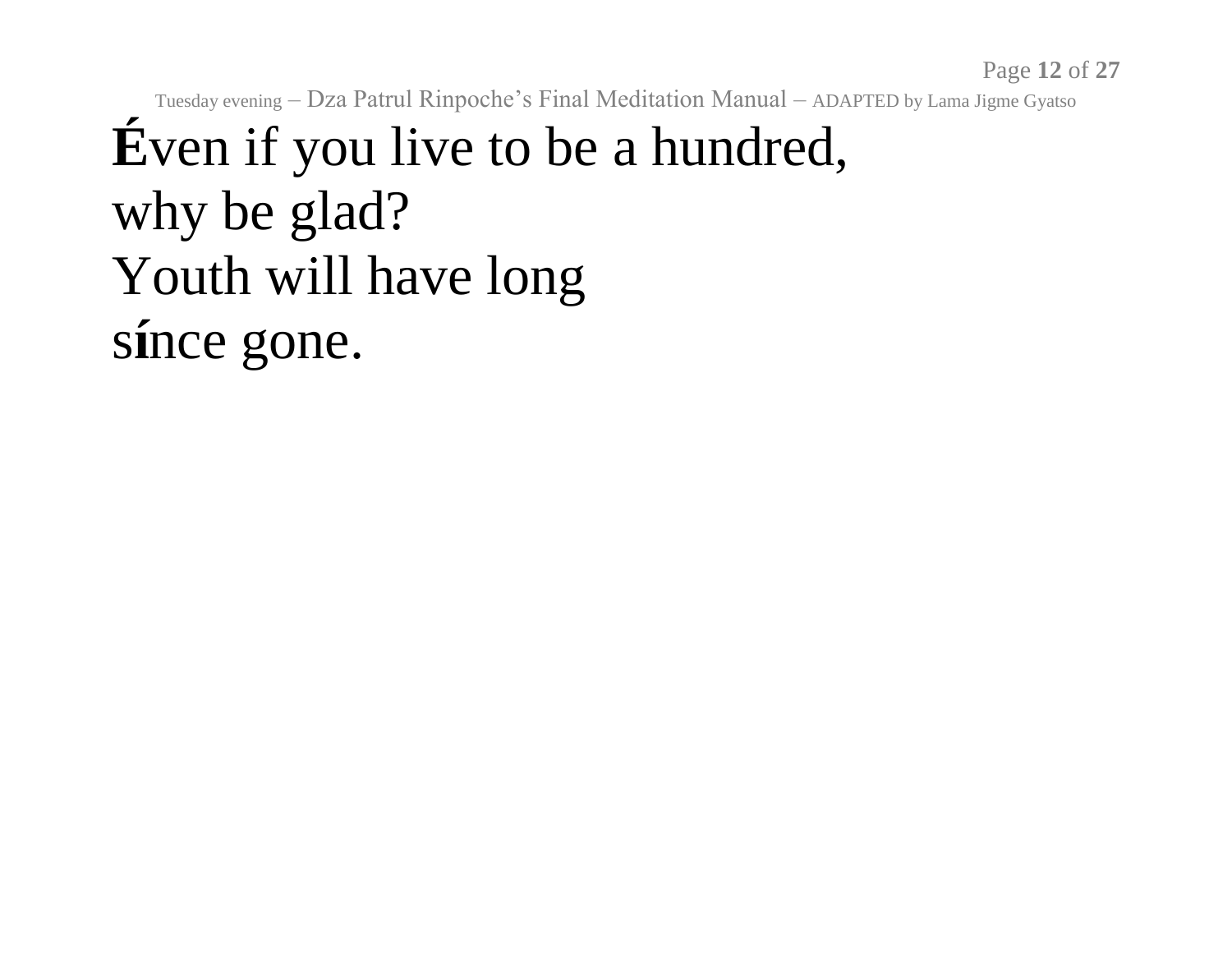**É**ven if you live to be a hundred,  
why be glad?  
Youth will have long  
s**í**nce gone.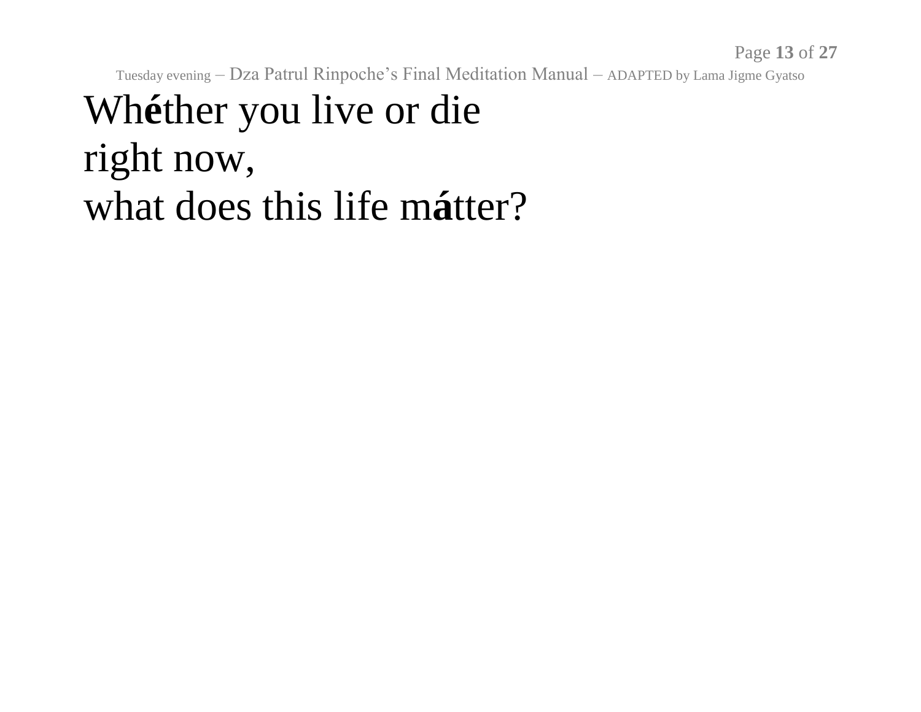Wh**é**ther you live or die
right now,
what does this life m**á**tter?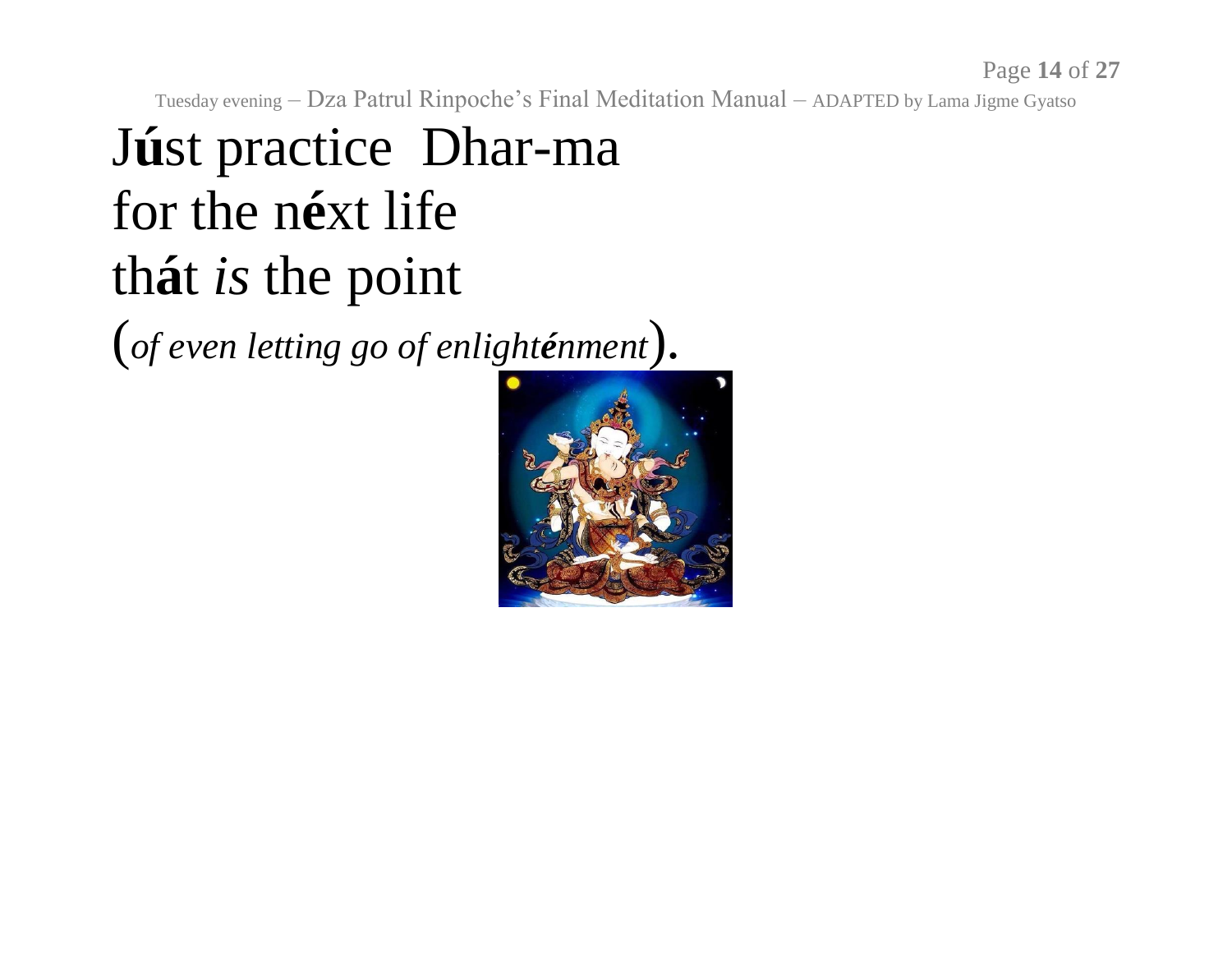J**ú**st practice  Dhar-ma
for the n**é**xt life
th**á**t *is* the point
(*of even letting go of enlight**é**nment*).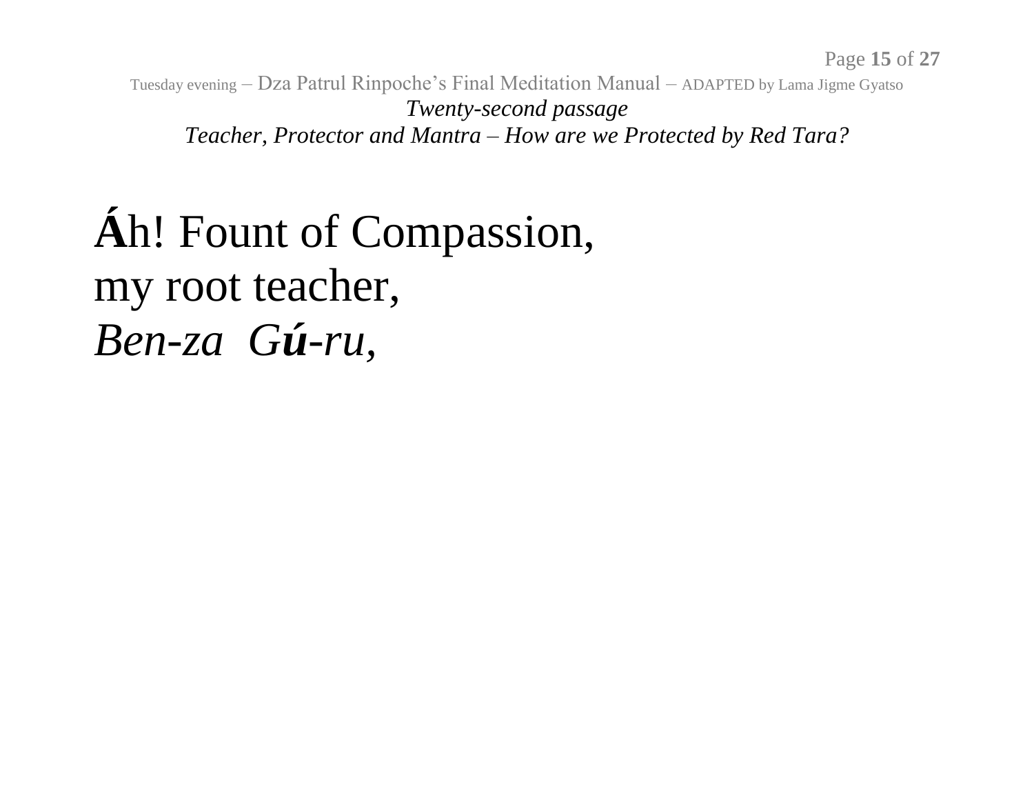*Twenty-second passage*

*Teacher, Protector and Mantra – How are we Protected by Red Tara?*

**Á**h! Fount of Compassion,
my root teacher,
*Ben-za G**ú**-ru*,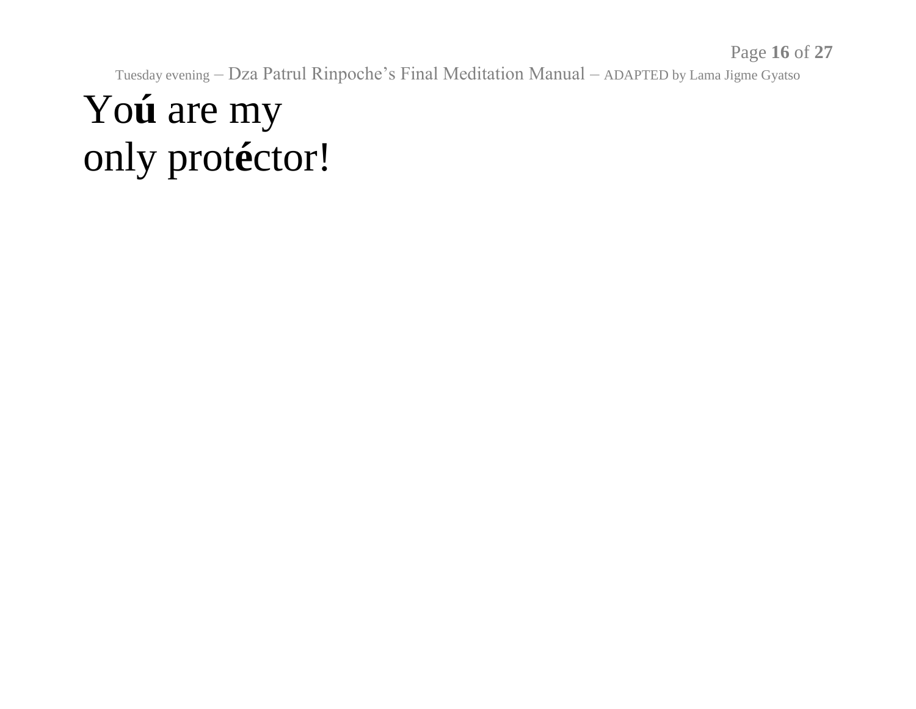Yo**ú** are my
only prot**é**ctor!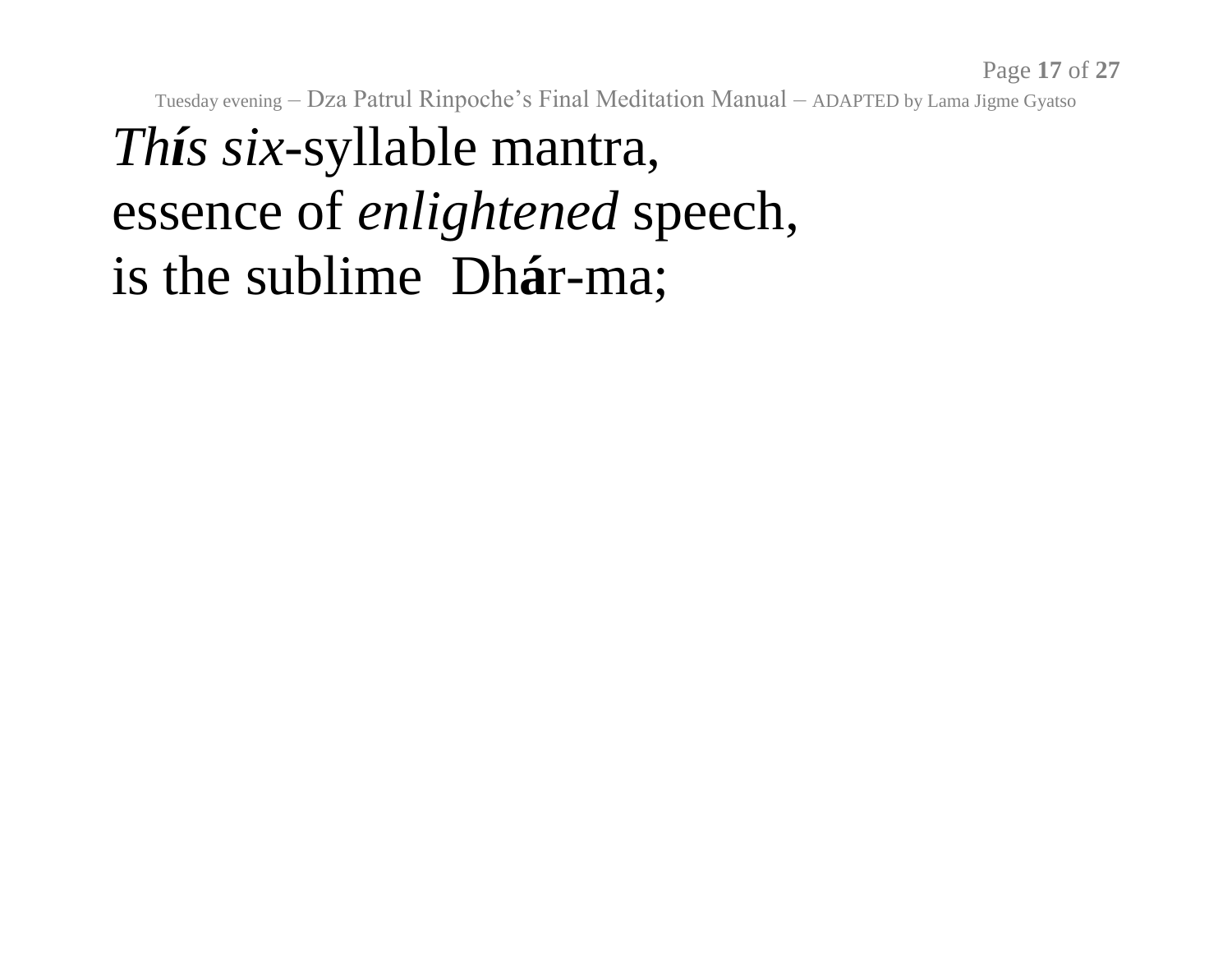*Th**í**s six*-syllable mantra,
essence of *enlightened* speech,
is the sublime Dh**á**r-ma;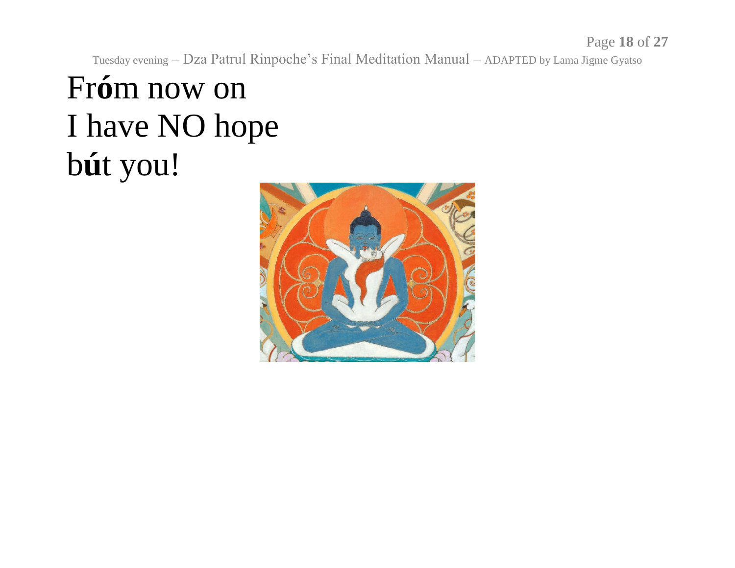Fr**ó**m now on
I have NO hope
b**ú**t you!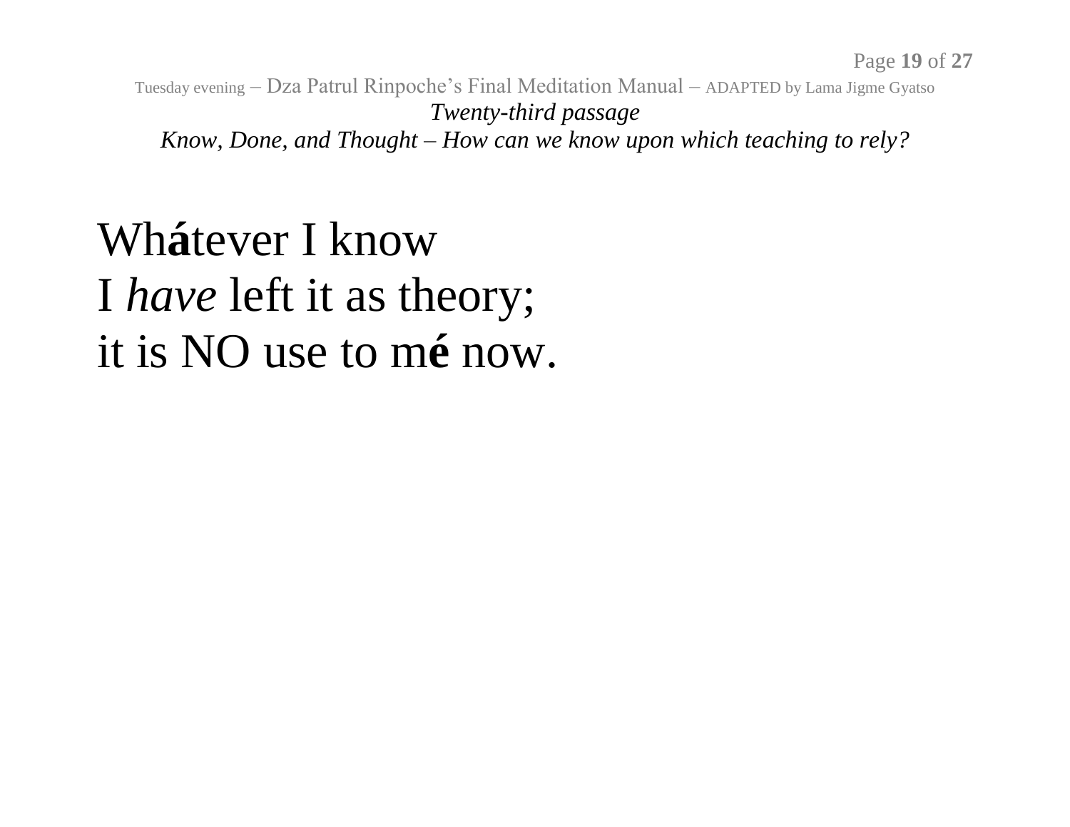*Twenty-third passage*

*Know, Done, and Thought – How can we know upon which teaching to rely?*

Wh**á**tever I know
I *have* left it as theory;
it is NO use to m**é** now.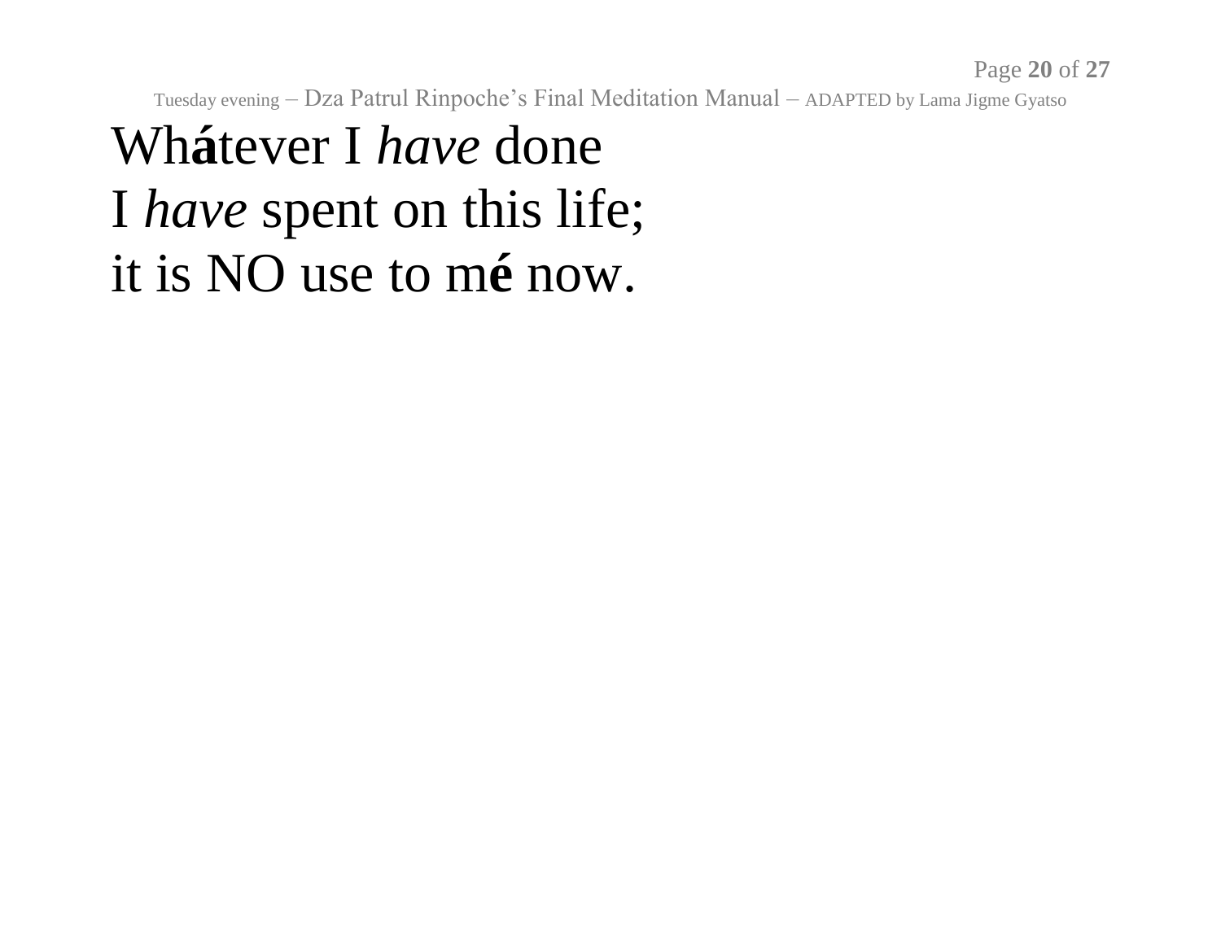Wh**á**tever I *have* done  
I *have* spent on this life;  
it is NO use to m**é** now.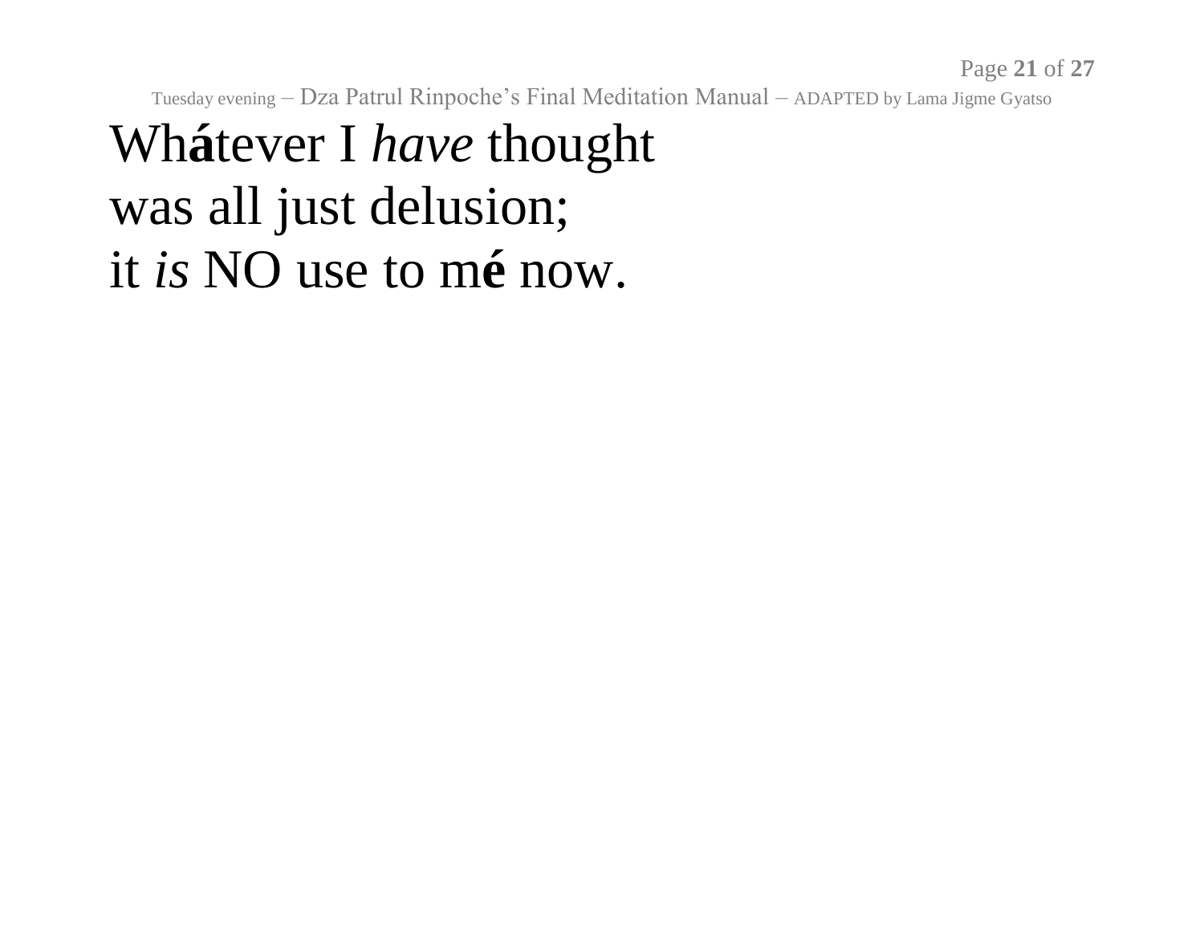Wh**á**tever I *have* thought
was all just delusion;
it *is* NO use to m**é** now.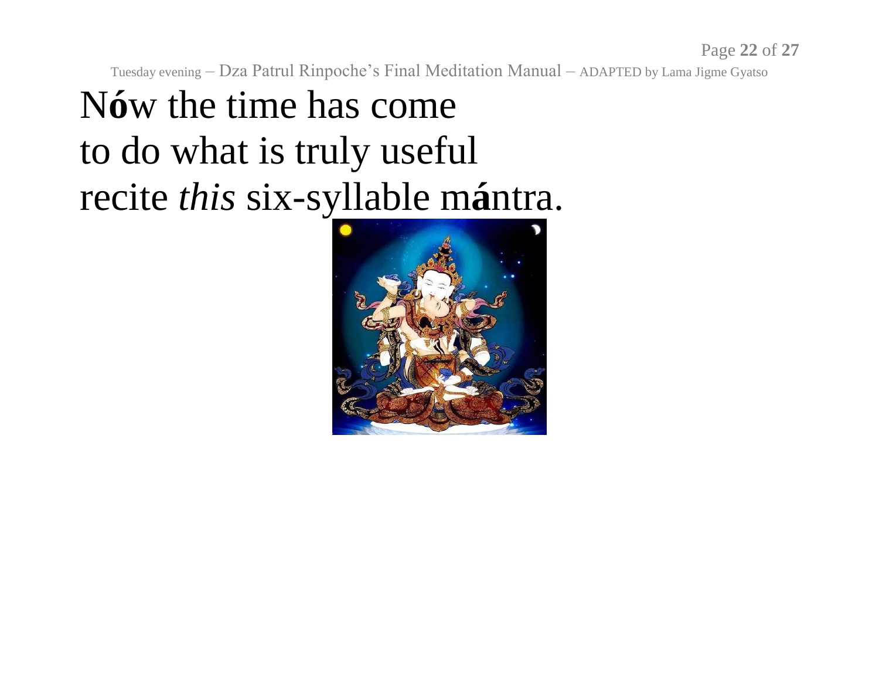N**ó**w the time has come
to do what is truly useful
recite *this* six-syllable m**á**ntra.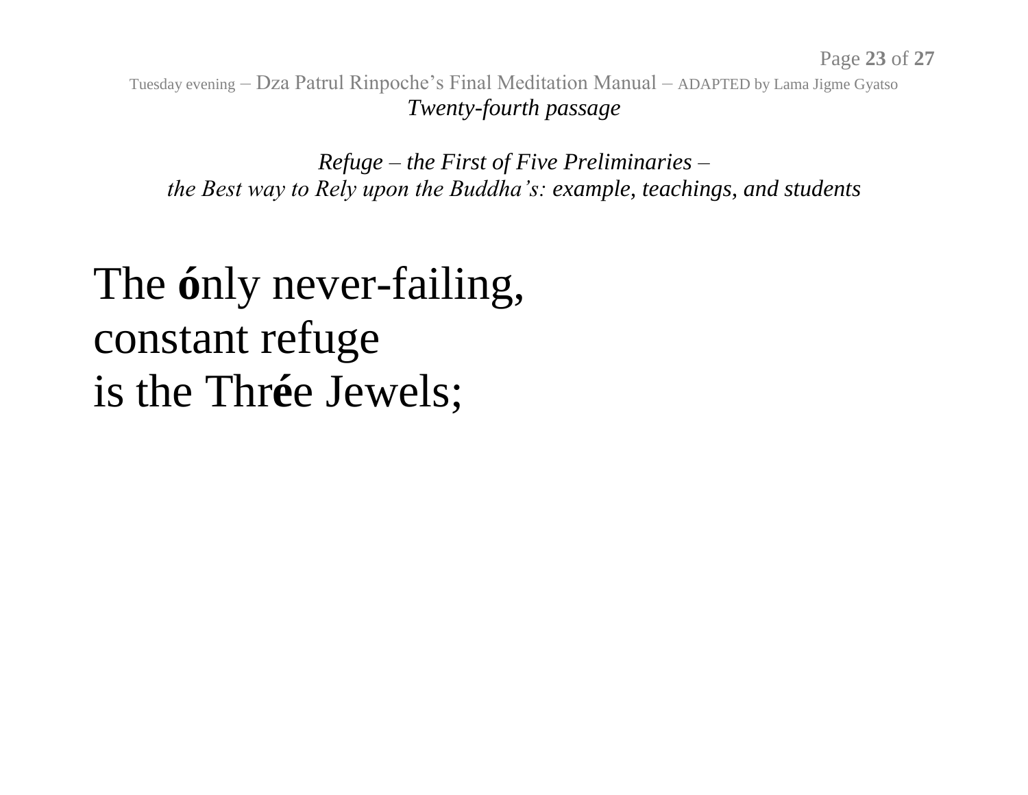*Twenty-fourth passage*

*Refuge – the First of Five Preliminaries –*
*the Best way to Rely upon the Buddha's: example, teachings, and students*

# The **ó**nly never-failing,
# constant refuge
# is the Thr**é**e Jewels;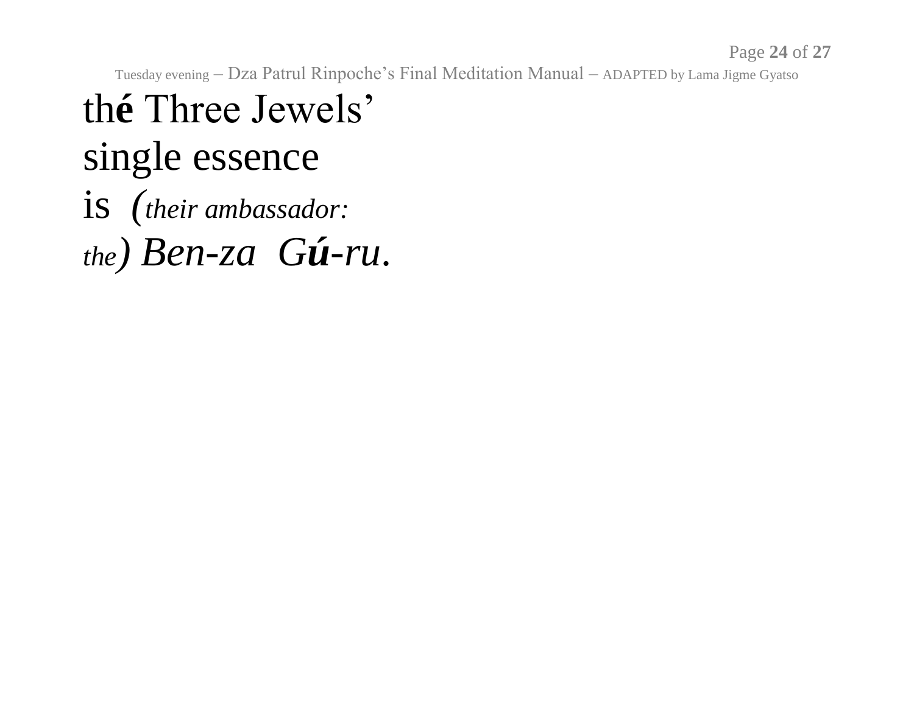th**é** Three Jewels'
single essence
is *(their ambassador:*
*the) Ben-za G**ú**-ru.*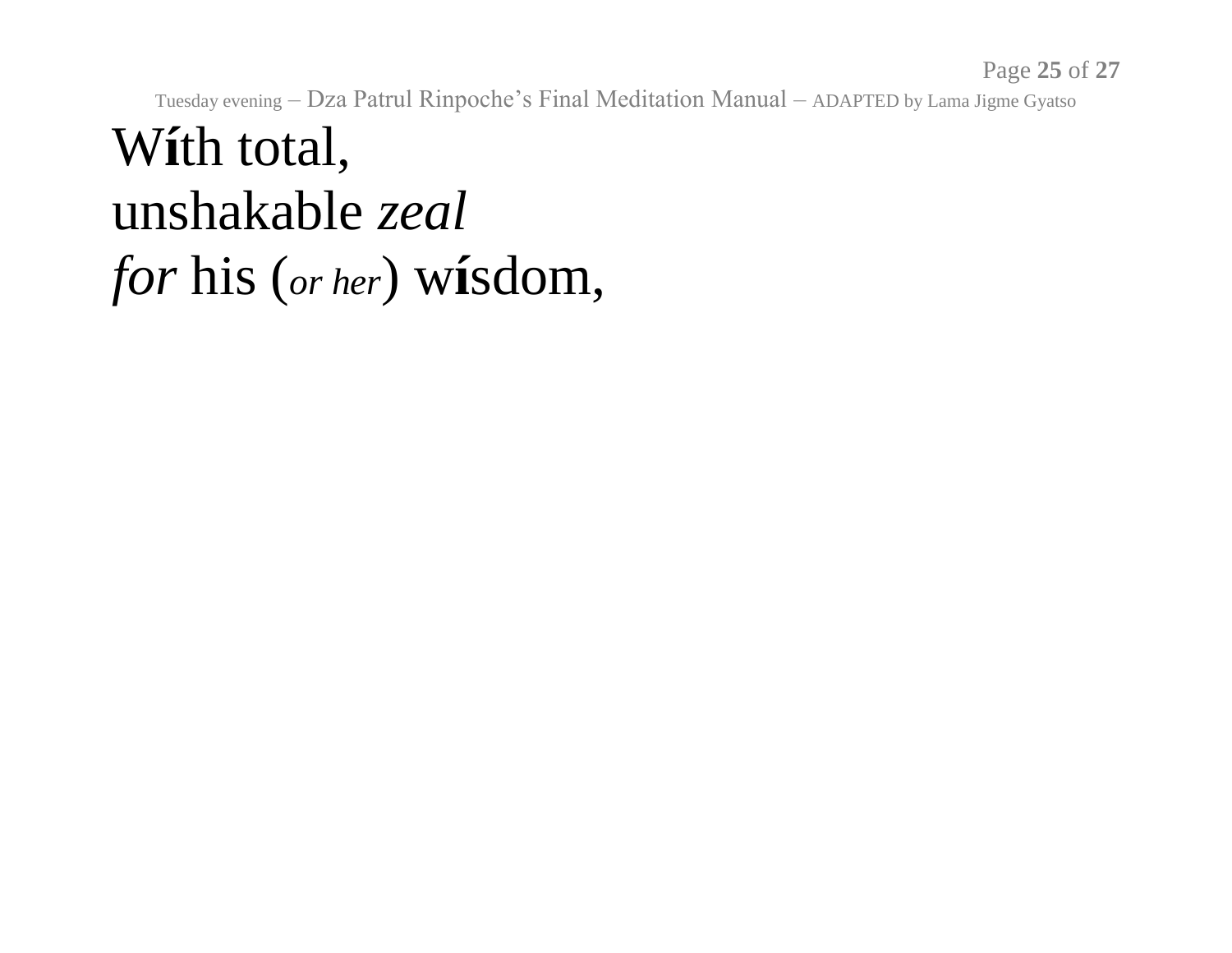W**í**th total,
unshakable *zeal*
*for* his (*or her*) w**í**sdom,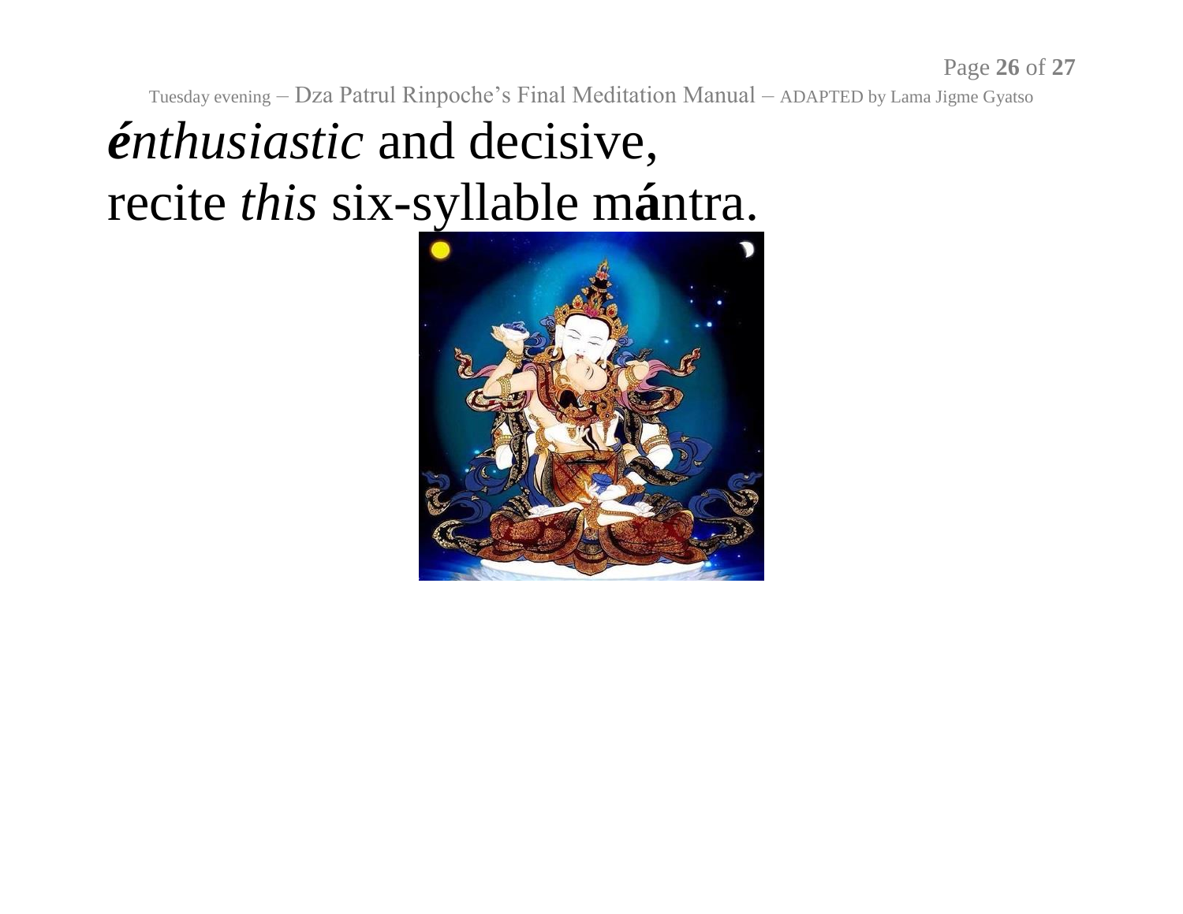***é**nthusiastic* and decisive,
recite *this* six-syllable m**á**ntra.